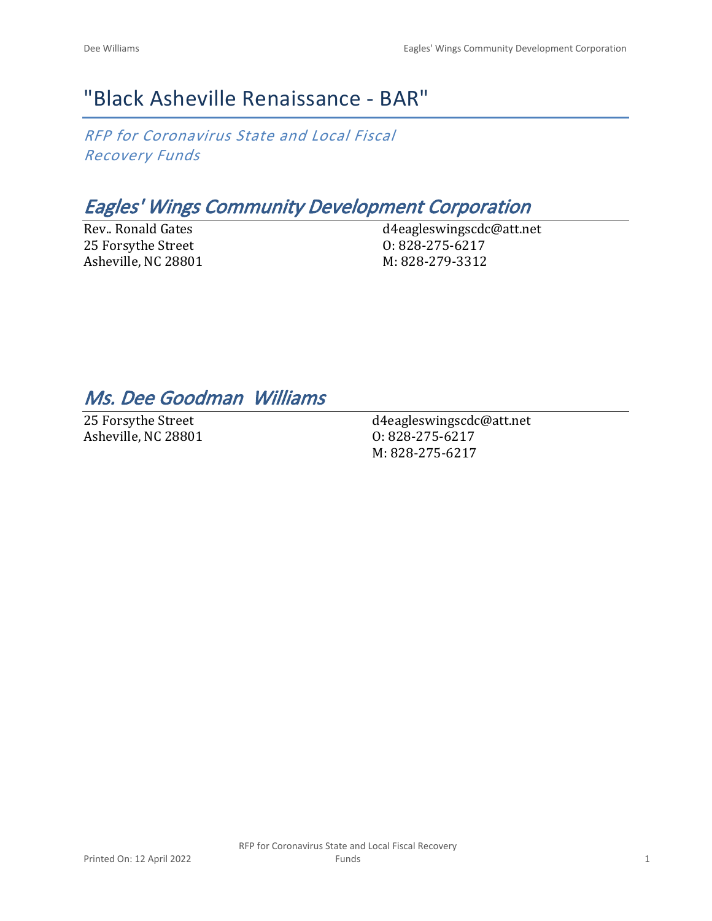# "Black Asheville Renaissance - BAR"

*RFP for Coronavirus State and Local Fiscal Recovery Funds*

## *Eagles' Wings Community Development Corporation*

Rev.. Ronald Gates
25 Forsythe Street
Asheville, NC 28801

d4eagleswingscdc@att.net
O: 828-275-6217
M: 828-279-3312

## *Ms. Dee Goodman  Williams*

25 Forsythe Street
Asheville, NC 28801

d4eagleswingscdc@att.net
O: 828-275-6217
M: 828-275-6217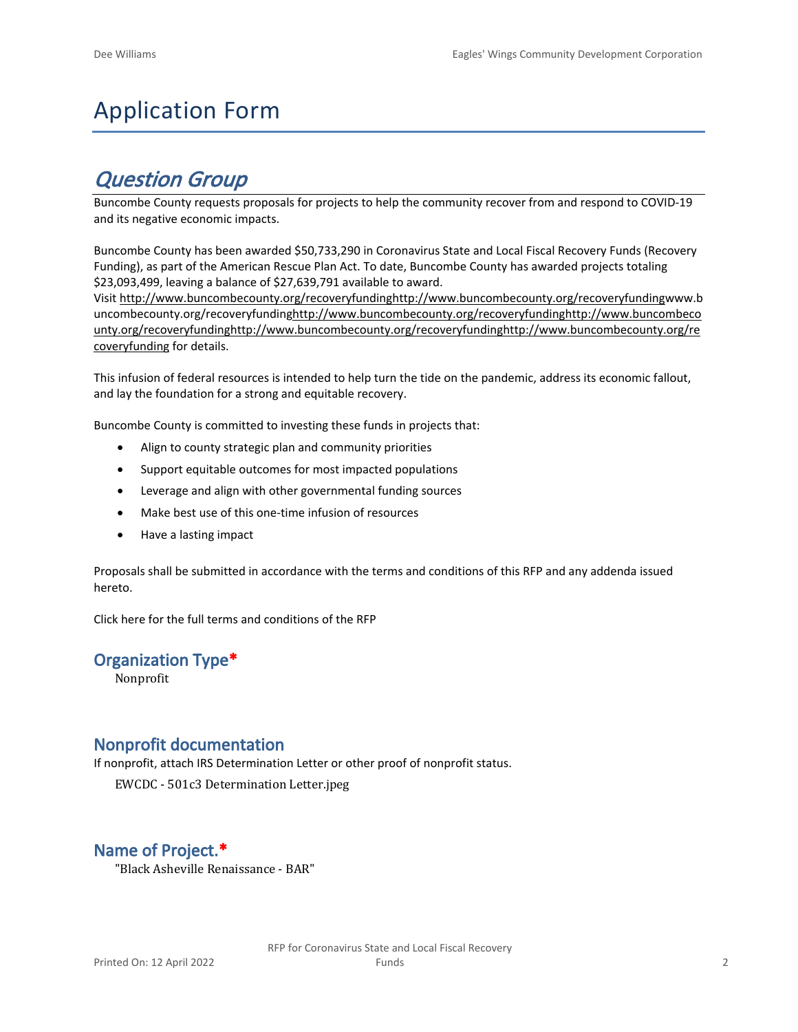# Application Form

## *Question Group*

Buncombe County requests proposals for projects to help the community recover from and respond to COVID-19 and its negative economic impacts.

Buncombe County has been awarded $50,733,290 in Coronavirus State and Local Fiscal Recovery Funds (Recovery Funding), as part of the American Rescue Plan Act. To date, Buncombe County has awarded projects totaling $23,093,499, leaving a balance of $27,639,791 available to award.

Visit http://www.buncombecounty.org/recoveryfundinghttp://www.buncombecounty.org/recoveryfundingwww.buncombecounty.org/recoveryfundinghttp://www.buncombecounty.org/recoveryfundinghttp://www.buncombecounty.org/recoveryfundinghttp://www.buncombecounty.org/recoveryfundinghttp://www.buncombecounty.org/recoveryfunding for details.

This infusion of federal resources is intended to help turn the tide on the pandemic, address its economic fallout, and lay the foundation for a strong and equitable recovery.

Buncombe County is committed to investing these funds in projects that:

- Align to county strategic plan and community priorities
- Support equitable outcomes for most impacted populations
- Leverage and align with other governmental funding sources
- Make best use of this one-time infusion of resources
- Have a lasting impact

Proposals shall be submitted in accordance with the terms and conditions of this RFP and any addenda issued hereto.

Click here for the full terms and conditions of the RFP

### Organization Type*

Nonprofit

### Nonprofit documentation

If nonprofit, attach IRS Determination Letter or other proof of nonprofit status.

EWCDC - 501c3 Determination Letter.jpeg

### Name of Project.*

"Black Asheville Renaissance - BAR"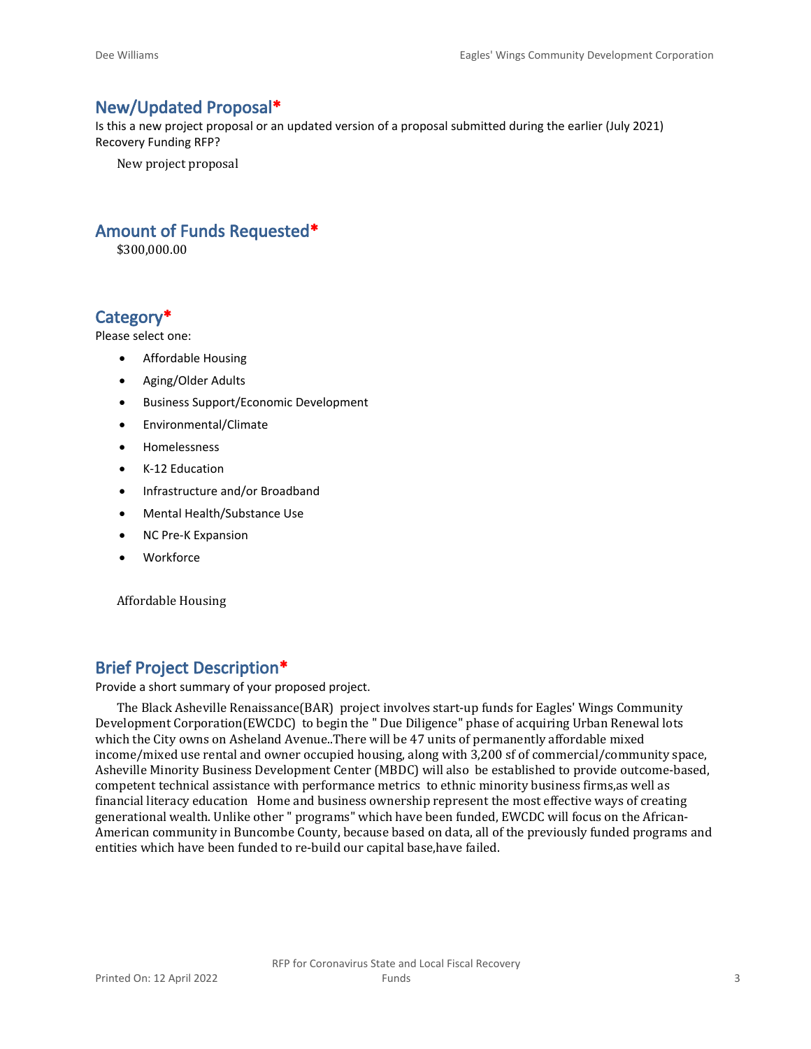## New/Updated Proposal*

Is this a new project proposal or an updated version of a proposal submitted during the earlier (July 2021) Recovery Funding RFP?

New project proposal

## Amount of Funds Requested*

$300,000.00

## Category*

Please select one:

- Affordable Housing
- Aging/Older Adults
- Business Support/Economic Development
- Environmental/Climate
- Homelessness
- K-12 Education
- Infrastructure and/or Broadband
- Mental Health/Substance Use
- NC Pre-K Expansion
- Workforce

Affordable Housing

## Brief Project Description*

Provide a short summary of your proposed project.

The Black Asheville Renaissance(BAR) project involves start-up funds for Eagles' Wings Community Development Corporation(EWCDC) to begin the " Due Diligence" phase of acquiring Urban Renewal lots which the City owns on Asheland Avenue..There will be 47 units of permanently affordable mixed income/mixed use rental and owner occupied housing, along with 3,200 sf of commercial/community space, Asheville Minority Business Development Center (MBDC) will also be established to provide outcome-based, competent technical assistance with performance metrics to ethnic minority business firms,as well as financial literacy education Home and business ownership represent the most effective ways of creating generational wealth. Unlike other " programs" which have been funded, EWCDC will focus on the African-American community in Buncombe County, because based on data, all of the previously funded programs and entities which have been funded to re-build our capital base,have failed.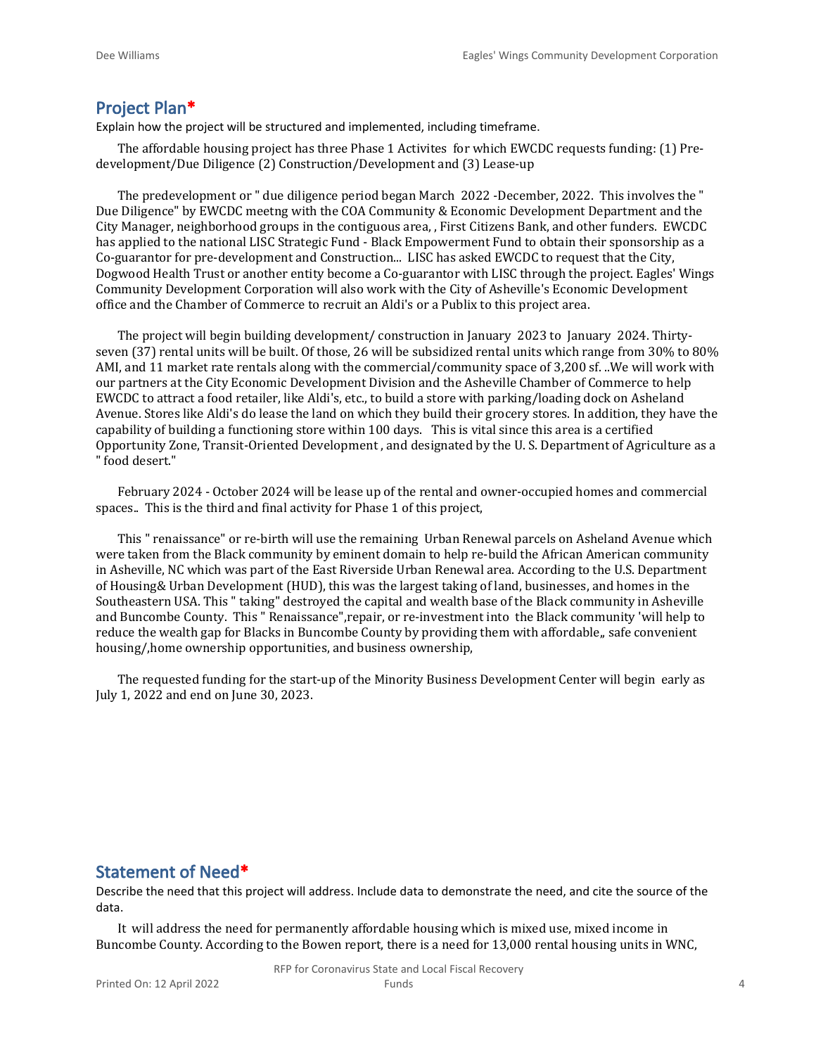## Project Plan*

Explain how the project will be structured and implemented, including timeframe.

The affordable housing project has three Phase 1 Activites for which EWCDC requests funding: (1) Pre-development/Due Diligence (2) Construction/Development and (3) Lease-up

The predevelopment or " due diligence period began March 2022 -December, 2022. This involves the " Due Diligence" by EWCDC meetng with the COA Community & Economic Development Department and the City Manager, neighborhood groups in the contiguous area, , First Citizens Bank, and other funders. EWCDC has applied to the national LISC Strategic Fund - Black Empowerment Fund to obtain their sponsorship as a Co-guarantor for pre-development and Construction... LISC has asked EWCDC to request that the City, Dogwood Health Trust or another entity become a Co-guarantor with LISC through the project. Eagles' Wings Community Development Corporation will also work with the City of Asheville's Economic Development office and the Chamber of Commerce to recruit an Aldi's or a Publix to this project area.

The project will begin building development/ construction in January 2023 to January 2024. Thirty-seven (37) rental units will be built. Of those, 26 will be subsidized rental units which range from 30% to 80% AMI, and 11 market rate rentals along with the commercial/community space of 3,200 sf. ..We will work with our partners at the City Economic Development Division and the Asheville Chamber of Commerce to help EWCDC to attract a food retailer, like Aldi's, etc., to build a store with parking/loading dock on Asheland Avenue. Stores like Aldi's do lease the land on which they build their grocery stores. In addition, they have the capability of building a functioning store within 100 days. This is vital since this area is a certified Opportunity Zone, Transit-Oriented Development , and designated by the U. S. Department of Agriculture as a " food desert."

February 2024 - October 2024 will be lease up of the rental and owner-occupied homes and commercial spaces.. This is the third and final activity for Phase 1 of this project,

This " renaissance" or re-birth will use the remaining Urban Renewal parcels on Asheland Avenue which were taken from the Black community by eminent domain to help re-build the African American community in Asheville, NC which was part of the East Riverside Urban Renewal area. According to the U.S. Department of Housing& Urban Development (HUD), this was the largest taking of land, businesses, and homes in the Southeastern USA. This " taking" destroyed the capital and wealth base of the Black community in Asheville and Buncombe County. This " Renaissance",repair, or re-investment into the Black community 'will help to reduce the wealth gap for Blacks in Buncombe County by providing them with affordable,, safe convenient housing/,home ownership opportunities, and business ownership,

The requested funding for the start-up of the Minority Business Development Center will begin early as July 1, 2022 and end on June 30, 2023.

## Statement of Need*

Describe the need that this project will address. Include data to demonstrate the need, and cite the source of the data.

It will address the need for permanently affordable housing which is mixed use, mixed income in Buncombe County. According to the Bowen report, there is a need for 13,000 rental housing units in WNC,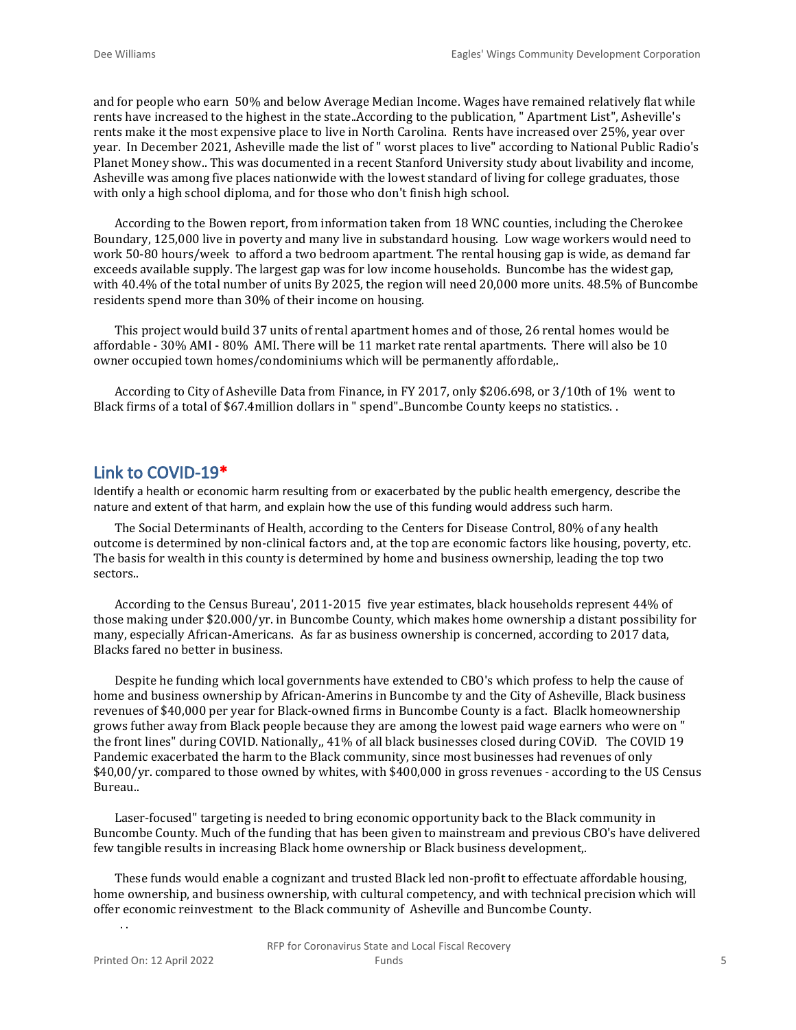and for people who earn 50% and below Average Median Income. Wages have remained relatively flat while rents have increased to the highest in the state..According to the publication, " Apartment List", Asheville's rents make it the most expensive place to live in North Carolina. Rents have increased over 25%, year over year. In December 2021, Asheville made the list of " worst places to live" according to National Public Radio's Planet Money show.. This was documented in a recent Stanford University study about livability and income, Asheville was among five places nationwide with the lowest standard of living for college graduates, those with only a high school diploma, and for those who don't finish high school.

According to the Bowen report, from information taken from 18 WNC counties, including the Cherokee Boundary, 125,000 live in poverty and many live in substandard housing. Low wage workers would need to work 50-80 hours/week to afford a two bedroom apartment. The rental housing gap is wide, as demand far exceeds available supply. The largest gap was for low income households. Buncombe has the widest gap, with 40.4% of the total number of units By 2025, the region will need 20,000 more units. 48.5% of Buncombe residents spend more than 30% of their income on housing.

This project would build 37 units of rental apartment homes and of those, 26 rental homes would be affordable - 30% AMI - 80% AMI. There will be 11 market rate rental apartments. There will also be 10 owner occupied town homes/condominiums which will be permanently affordable,.

According to City of Asheville Data from Finance, in FY 2017, only $206.698, or 3/10th of 1% went to Black firms of a total of $67.4million dollars in " spend"..Buncombe County keeps no statistics. .

## Link to COVID-19*

Identify a health or economic harm resulting from or exacerbated by the public health emergency, describe the nature and extent of that harm, and explain how the use of this funding would address such harm.

The Social Determinants of Health, according to the Centers for Disease Control, 80% of any health outcome is determined by non-clinical factors and, at the top are economic factors like housing, poverty, etc. The basis for wealth in this county is determined by home and business ownership, leading the top two sectors..

According to the Census Bureau', 2011-2015 five year estimates, black households represent 44% of those making under $20.000/yr. in Buncombe County, which makes home ownership a distant possibility for many, especially African-Americans. As far as business ownership is concerned, according to 2017 data, Blacks fared no better in business.

Despite he funding which local governments have extended to CBO's which profess to help the cause of home and business ownership by African-Amerins in Buncombe ty and the City of Asheville, Black business revenues of $40,000 per year for Black-owned firms in Buncombe County is a fact. Blaclk homeownership grows futher away from Black people because they are among the lowest paid wage earners who were on " the front lines" during COVID. Nationally,, 41% of all black businesses closed during COViD. The COVID 19 Pandemic exacerbated the harm to the Black community, since most businesses had revenues of only $40,00/yr. compared to those owned by whites, with $400,000 in gross revenues - according to the US Census Bureau..

Laser-focused" targeting is needed to bring economic opportunity back to the Black community in Buncombe County. Much of the funding that has been given to mainstream and previous CBO's have delivered few tangible results in increasing Black home ownership or Black business development,.

These funds would enable a cognizant and trusted Black led non-profit to effectuate affordable housing, home ownership, and business ownership, with cultural competency, and with technical precision which will offer economic reinvestment to the Black community of Asheville and Buncombe County.

. .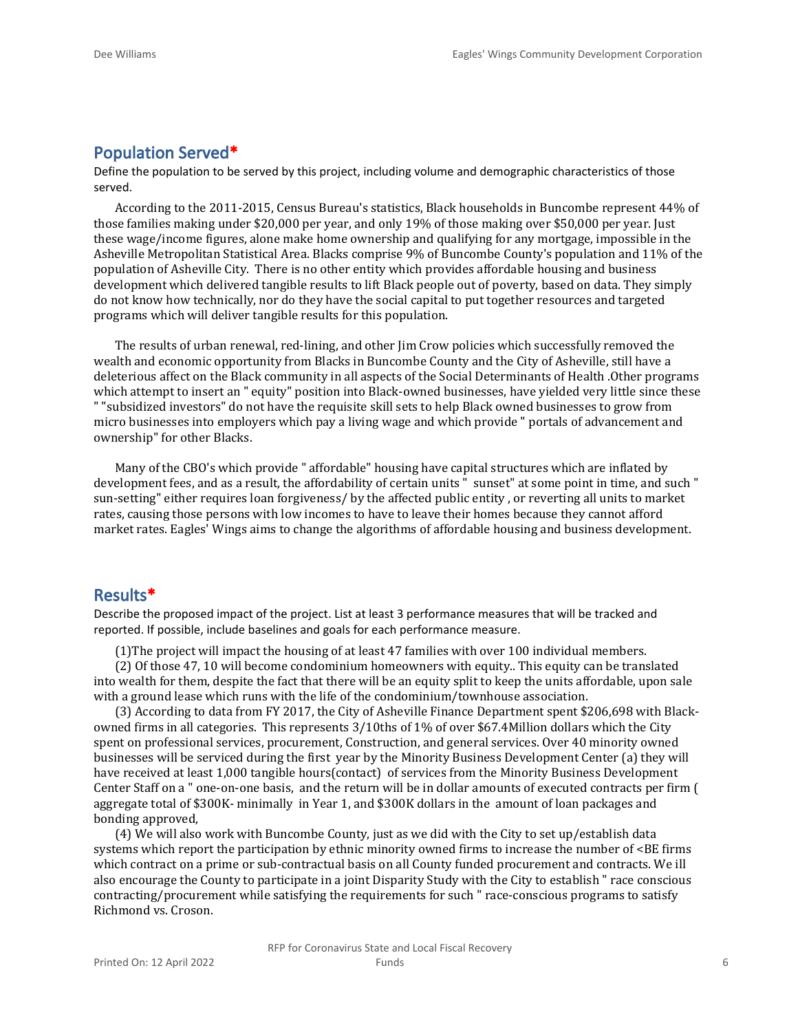## Population Served*

Define the population to be served by this project, including volume and demographic characteristics of those served.

According to the 2011-2015, Census Bureau's statistics, Black households in Buncombe represent 44% of those families making under $20,000 per year, and only 19% of those making over $50,000 per year. Just these wage/income figures, alone make home ownership and qualifying for any mortgage, impossible in the Asheville Metropolitan Statistical Area. Blacks comprise 9% of Buncombe County's population and 11% of the population of Asheville City. There is no other entity which provides affordable housing and business development which delivered tangible results to lift Black people out of poverty, based on data. They simply do not know how technically, nor do they have the social capital to put together resources and targeted programs which will deliver tangible results for this population.

The results of urban renewal, red-lining, and other Jim Crow policies which successfully removed the wealth and economic opportunity from Blacks in Buncombe County and the City of Asheville, still have a deleterious affect on the Black community in all aspects of the Social Determinants of Health .Other programs which attempt to insert an " equity" position into Black-owned businesses, have yielded very little since these " "subsidized investors" do not have the requisite skill sets to help Black owned businesses to grow from micro businesses into employers which pay a living wage and which provide " portals of advancement and ownership" for other Blacks.

Many of the CBO's which provide " affordable" housing have capital structures which are inflated by development fees, and as a result, the affordability of certain units " sunset" at some point in time, and such " sun-setting" either requires loan forgiveness/ by the affected public entity , or reverting all units to market rates, causing those persons with low incomes to have to leave their homes because they cannot afford market rates. Eagles' Wings aims to change the algorithms of affordable housing and business development.

## Results*

Describe the proposed impact of the project. List at least 3 performance measures that will be tracked and reported. If possible, include baselines and goals for each performance measure.

(1)The project will impact the housing of at least 47 families with over 100 individual members.

(2) Of those 47, 10 will become condominium homeowners with equity.. This equity can be translated into wealth for them, despite the fact that there will be an equity split to keep the units affordable, upon sale with a ground lease which runs with the life of the condominium/townhouse association.

(3) According to data from FY 2017, the City of Asheville Finance Department spent $206,698 with Black-owned firms in all categories. This represents 3/10ths of 1% of over $67.4Million dollars which the City spent on professional services, procurement, Construction, and general services. Over 40 minority owned businesses will be serviced during the first year by the Minority Business Development Center (a) they will have received at least 1,000 tangible hours(contact) of services from the Minority Business Development Center Staff on a " one-on-one basis, and the return will be in dollar amounts of executed contracts per firm ( aggregate total of $300K- minimally in Year 1, and $300K dollars in the amount of loan packages and bonding approved,

(4) We will also work with Buncombe County, just as we did with the City to set up/establish data systems which report the participation by ethnic minority owned firms to increase the number of <BE firms which contract on a prime or sub-contractual basis on all County funded procurement and contracts. We ill also encourage the County to participate in a joint Disparity Study with the City to establish " race conscious contracting/procurement while satisfying the requirements for such " race-conscious programs to satisfy Richmond vs. Croson.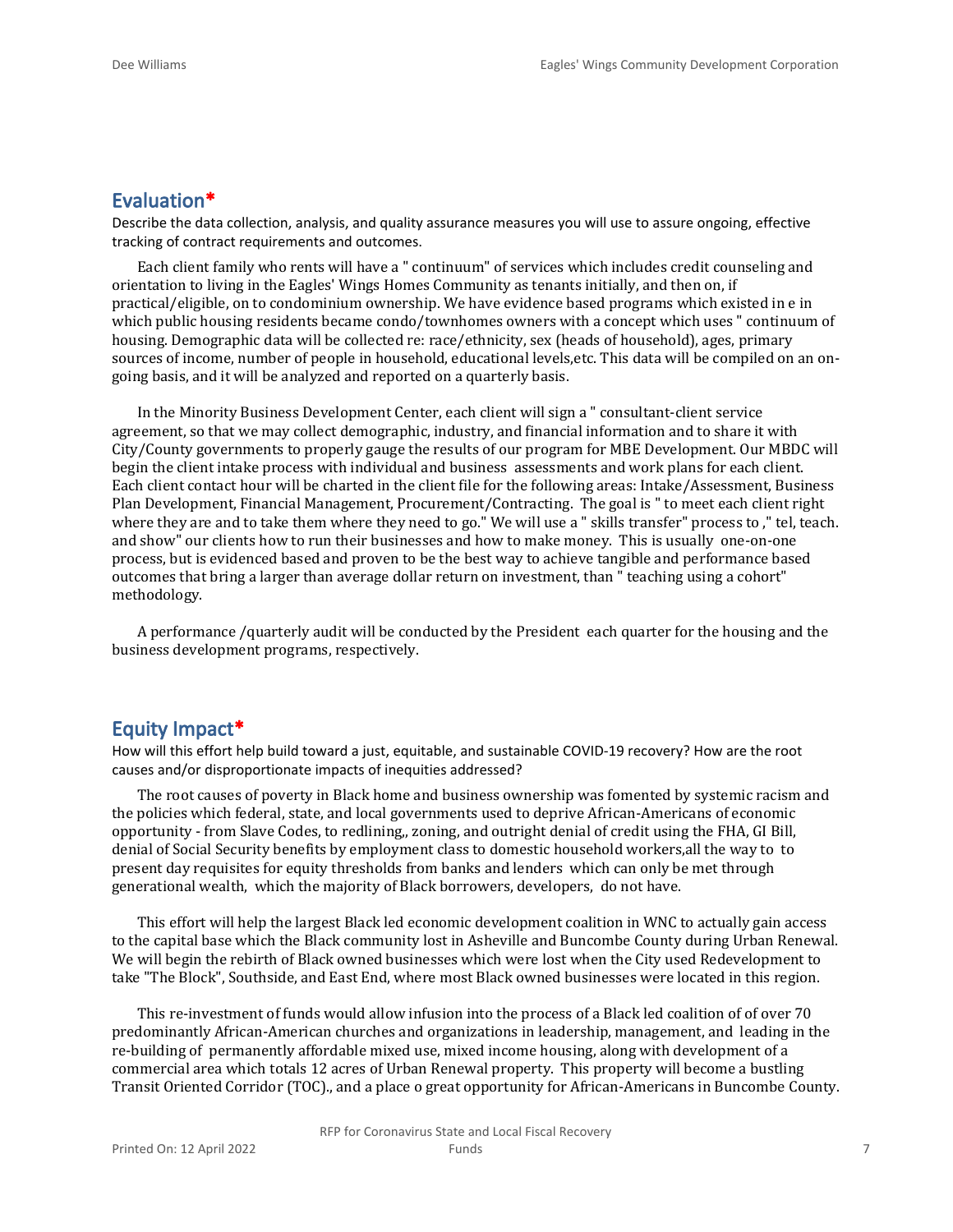## Evaluation*

Describe the data collection, analysis, and quality assurance measures you will use to assure ongoing, effective tracking of contract requirements and outcomes.

Each client family who rents will have a " continuum" of services which includes credit counseling and orientation to living in the Eagles' Wings Homes Community as tenants initially, and then on, if practical/eligible, on to condominium ownership. We have evidence based programs which existed in e in which public housing residents became condo/townhomes owners with a concept which uses " continuum of housing. Demographic data will be collected re: race/ethnicity, sex (heads of household), ages, primary sources of income, number of people in household, educational levels,etc. This data will be compiled on an on-going basis, and it will be analyzed and reported on a quarterly basis.

In the Minority Business Development Center, each client will sign a " consultant-client service agreement, so that we may collect demographic, industry, and financial information and to share it with City/County governments to properly gauge the results of our program for MBE Development. Our MBDC will begin the client intake process with individual and business assessments and work plans for each client. Each client contact hour will be charted in the client file for the following areas: Intake/Assessment, Business Plan Development, Financial Management, Procurement/Contracting. The goal is " to meet each client right where they are and to take them where they need to go." We will use a " skills transfer" process to ," tel, teach. and show" our clients how to run their businesses and how to make money. This is usually one-on-one process, but is evidenced based and proven to be the best way to achieve tangible and performance based outcomes that bring a larger than average dollar return on investment, than " teaching using a cohort" methodology.

A performance /quarterly audit will be conducted by the President each quarter for the housing and the business development programs, respectively.

## Equity Impact*

How will this effort help build toward a just, equitable, and sustainable COVID-19 recovery? How are the root causes and/or disproportionate impacts of inequities addressed?

The root causes of poverty in Black home and business ownership was fomented by systemic racism and the policies which federal, state, and local governments used to deprive African-Americans of economic opportunity - from Slave Codes, to redlining,, zoning, and outright denial of credit using the FHA, GI Bill, denial of Social Security benefits by employment class to domestic household workers,all the way to to present day requisites for equity thresholds from banks and lenders which can only be met through generational wealth, which the majority of Black borrowers, developers, do not have.

This effort will help the largest Black led economic development coalition in WNC to actually gain access to the capital base which the Black community lost in Asheville and Buncombe County during Urban Renewal. We will begin the rebirth of Black owned businesses which were lost when the City used Redevelopment to take "The Block", Southside, and East End, where most Black owned businesses were located in this region.

This re-investment of funds would allow infusion into the process of a Black led coalition of of over 70 predominantly African-American churches and organizations in leadership, management, and leading in the re-building of permanently affordable mixed use, mixed income housing, along with development of a commercial area which totals 12 acres of Urban Renewal property. This property will become a bustling Transit Oriented Corridor (TOC)., and a place o great opportunity for African-Americans in Buncombe County.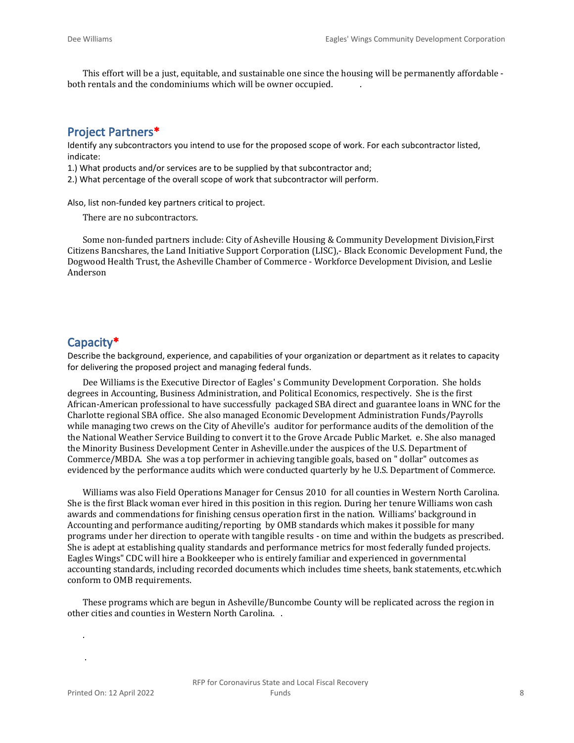This effort will be a just, equitable, and sustainable one since the housing will be permanently affordable - both rentals and the condominiums which will be owner occupied.          .

## Project Partners*

Identify any subcontractors you intend to use for the proposed scope of work. For each subcontractor listed, indicate:

1.) What products and/or services are to be supplied by that subcontractor and;

2.) What percentage of the overall scope of work that subcontractor will perform.

Also, list non-funded key partners critical to project.

There are no subcontractors.

Some non-funded partners include: City of Asheville Housing & Community Development Division,First Citizens Bancshares, the Land Initiative Support Corporation (LISC),- Black Economic Development Fund, the Dogwood Health Trust, the Asheville Chamber of Commerce - Workforce Development Division, and Leslie Anderson

## Capacity*

Describe the background, experience, and capabilities of your organization or department as it relates to capacity for delivering the proposed project and managing federal funds.

Dee Williams is the Executive Director of Eagles' s Community Development Corporation. She holds degrees in Accounting, Business Administration, and Political Economics, respectively. She is the first African-American professional to have successfully packaged SBA direct and guarantee loans in WNC for the Charlotte regional SBA office. She also managed Economic Development Administration Funds/Payrolls while managing two crews on the City of Aheville's auditor for performance audits of the demolition of the the National Weather Service Building to convert it to the Grove Arcade Public Market. e. She also managed the Minority Business Development Center in Asheville.under the auspices of the U.S. Department of Commerce/MBDA. She was a top performer in achieving tangible goals, based on " dollar" outcomes as evidenced by the performance audits which were conducted quarterly by he U.S. Department of Commerce.

Williams was also Field Operations Manager for Census 2010 for all counties in Western North Carolina. She is the first Black woman ever hired in this position in this region. During her tenure Williams won cash awards and commendations for finishing census operation first in the nation. Williams' background in Accounting and performance auditing/reporting by OMB standards which makes it possible for many programs under her direction to operate with tangible results - on time and within the budgets as prescribed. She is adept at establishing quality standards and performance metrics for most federally funded projects. Eagles Wings" CDC will hire a Bookkeeper who is entirely familiar and experienced in governmental accounting standards, including recorded documents which includes time sheets, bank statements, etc.which conform to OMB requirements.

These programs which are begun in Asheville/Buncombe County will be replicated across the region in other cities and counties in Western North Carolina.   .

.

.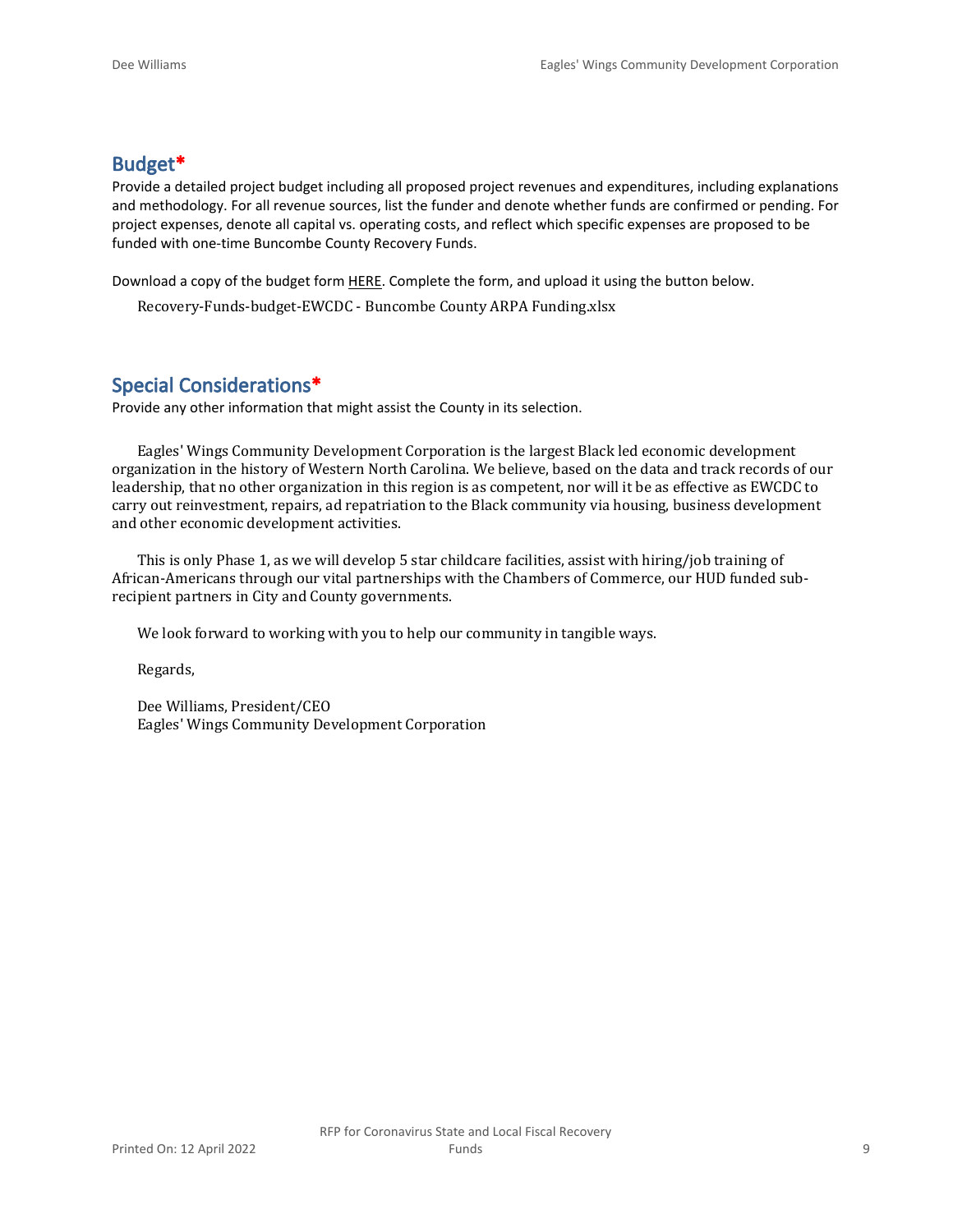## Budget*

Provide a detailed project budget including all proposed project revenues and expenditures, including explanations and methodology. For all revenue sources, list the funder and denote whether funds are confirmed or pending. For project expenses, denote all capital vs. operating costs, and reflect which specific expenses are proposed to be funded with one-time Buncombe County Recovery Funds.

Download a copy of the budget form HERE. Complete the form, and upload it using the button below.

Recovery-Funds-budget-EWCDC - Buncombe County ARPA Funding.xlsx

## Special Considerations*

Provide any other information that might assist the County in its selection.

Eagles' Wings Community Development Corporation is the largest Black led economic development organization in the history of Western North Carolina. We believe, based on the data and track records of our leadership, that no other organization in this region is as competent, nor will it be as effective as EWCDC to carry out reinvestment, repairs, ad repatriation to the Black community via housing, business development and other economic development activities.

This is only Phase 1, as we will develop 5 star childcare facilities, assist with hiring/job training of African-Americans through our vital partnerships with the Chambers of Commerce, our HUD funded sub-recipient partners in City and County governments.

We look forward to working with you to help our community in tangible ways.

Regards,

Dee Williams, President/CEO
Eagles' Wings Community Development Corporation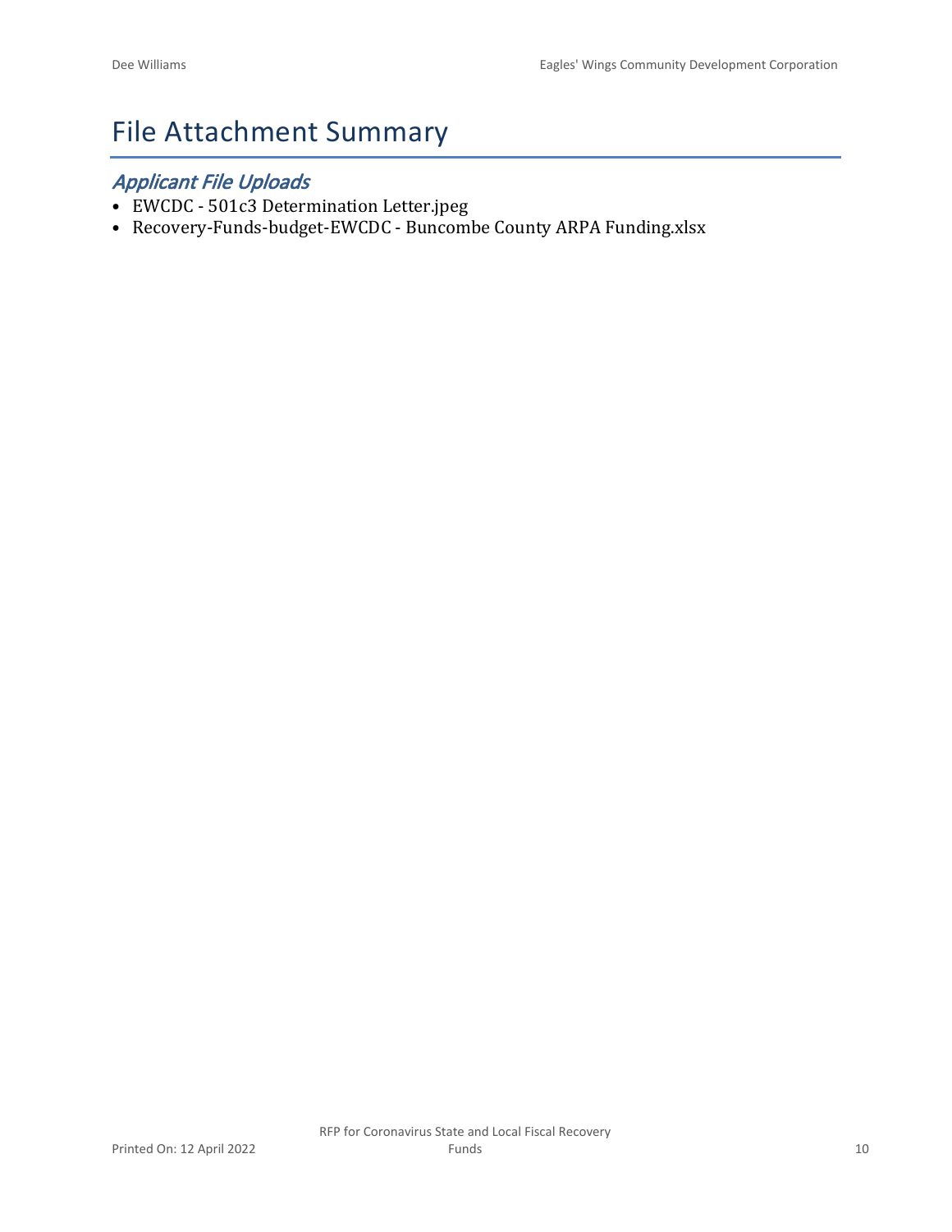# File Attachment Summary

## *Applicant File Uploads*

- EWCDC - 501c3 Determination Letter.jpeg
- Recovery-Funds-budget-EWCDC - Buncombe County ARPA Funding.xlsx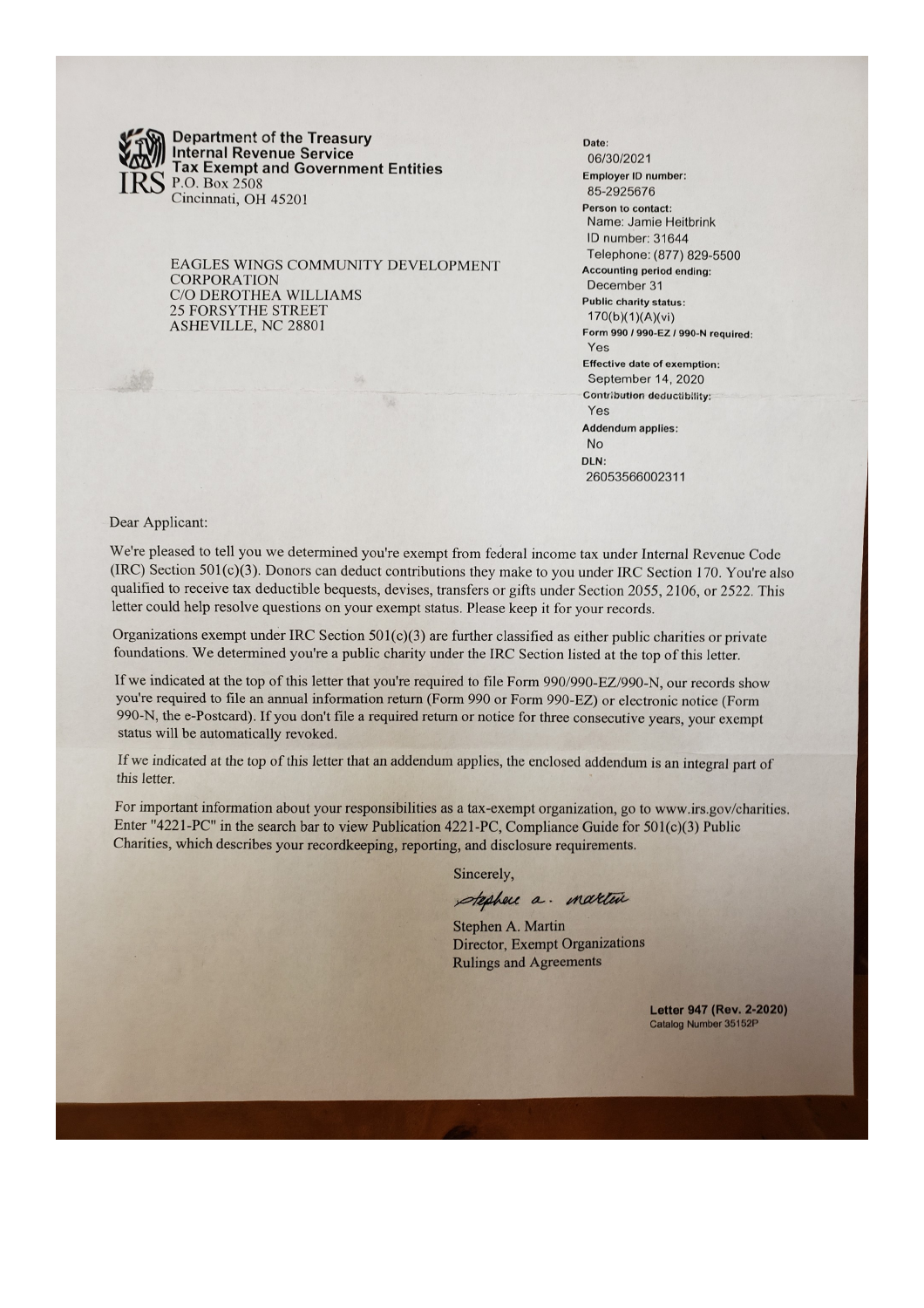**Department of the Treasury**
**Internal Revenue Service**
**Tax Exempt and Government Entities**
IRS P.O. Box 2508
Cincinnati, OH 45201

EAGLES WINGS COMMUNITY DEVELOPMENT CORPORATION
C/O DEROTHEA WILLIAMS
25 FORSYTHE STREET
ASHEVILLE, NC 28801

**Date:**
06/30/2021
**Employer ID number:**
85-2925676
**Person to contact:**
Name: Jamie Heitbrink
ID number: 31644
Telephone: (877) 829-5500
**Accounting period ending:**
December 31
**Public charity status:**
170(b)(1)(A)(vi)
**Form 990 / 990-EZ / 990-N required:**
Yes
**Effective date of exemption:**
September 14, 2020
**Contribution deductibility:**
Yes
**Addendum applies:**
No
**DLN:**
26053566002311

Dear Applicant:

We're pleased to tell you we determined you're exempt from federal income tax under Internal Revenue Code (IRC) Section 501(c)(3). Donors can deduct contributions they make to you under IRC Section 170. You're also qualified to receive tax deductible bequests, devises, transfers or gifts under Section 2055, 2106, or 2522. This letter could help resolve questions on your exempt status. Please keep it for your records.

Organizations exempt under IRC Section 501(c)(3) are further classified as either public charities or private foundations. We determined you're a public charity under the IRC Section listed at the top of this letter.

If we indicated at the top of this letter that you're required to file Form 990/990-EZ/990-N, our records show you're required to file an annual information return (Form 990 or Form 990-EZ) or electronic notice (Form 990-N, the e-Postcard). If you don't file a required return or notice for three consecutive years, your exempt status will be automatically revoked.

If we indicated at the top of this letter that an addendum applies, the enclosed addendum is an integral part of this letter.

For important information about your responsibilities as a tax-exempt organization, go to www.irs.gov/charities. Enter "4221-PC" in the search bar to view Publication 4221-PC, Compliance Guide for 501(c)(3) Public Charities, which describes your recordkeeping, reporting, and disclosure requirements.

Sincerely,

*Stephen A. Martin*

Stephen A. Martin
Director, Exempt Organizations
Rulings and Agreements

**Letter 947 (Rev. 2-2020)**
Catalog Number 35152P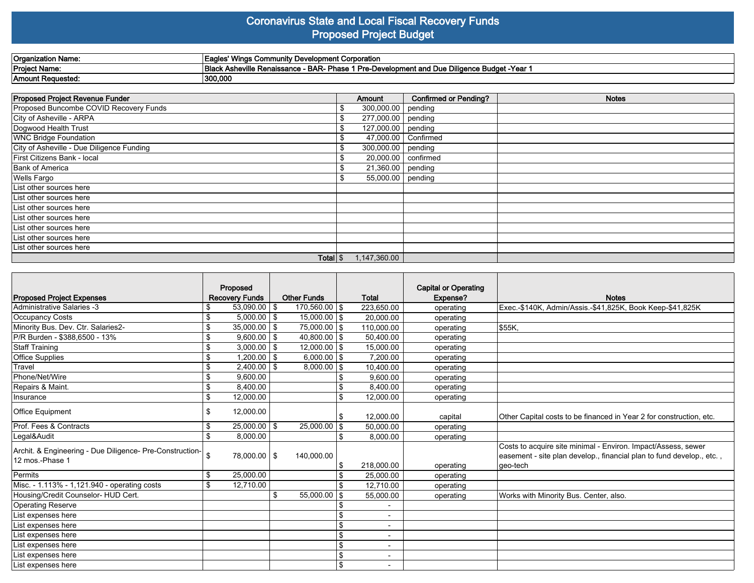# Coronavirus State and Local Fiscal Recovery Funds
## Proposed Project Budget

| | |
|---|---|
| **Organization Name:** | **Eagles' Wings Community Development Corporation** |
| **Project Name:** | **Black Asheville Renaissance - BAR- Phase 1 Pre-Development and Due Diligence Budget -Year 1** |
| **Amount Requested:** | **300,000** |

| Proposed Project Revenue Funder | Amount | Confirmed or Pending? | Notes |
|---|---|---|---|
| Proposed Buncombe COVID Recovery Funds | $ 300,000.00 | pending | |
| City of Asheville - ARPA | $ 277,000.00 | pending | |
| Dogwood Health Trust | $ 127,000.00 | pending | |
| WNC Bridge Foundation | $ 47,000.00 | Confirmed | |
| City of Asheville - Due Diligence Funding | $ 300,000.00 | pending | |
| First Citizens Bank - local | $ 20,000.00 | confirmed | |
| Bank of America | $ 21,360.00 | pending | |
| Wells Fargo | $ 55,000.00 | pending | |
| List other sources here | | | |
| List other sources here | | | |
| List other sources here | | | |
| List other sources here | | | |
| List other sources here | | | |
| List other sources here | | | |
| List other sources here | | | |
| **Total** | $ 1,147,360.00 | | |

| Proposed Project Expenses | Proposed Recovery Funds | Other Funds | Total | Capital or Operating Expense? | Notes |
|---|---|---|---|---|---|
| Administrative Salaries -3 | $ 53,090.00 | $ 170,560.00 | $ 223,650.00 | operating | Exec.-$140K, Admin/Assis.-$41,825K, Book Keep-$41,825K |
| Occupancy Costs | $ 5,000.00 | $ 15,000.00 | $ 20,000.00 | operating | |
| Minority Bus. Dev. Ctr. Salaries2- | $ 35,000.00 | $ 75,000.00 | $ 110,000.00 | operating | $55K, |
| P/R Burden - $388,6500 - 13% | $ 9,600.00 | $ 40,800.00 | $ 50,400.00 | operating | |
| Staff Training | $ 3,000.00 | $ 12,000.00 | $ 15,000.00 | operating | |
| Office Supplies | $ 1,200.00 | $ 6,000.00 | $ 7,200.00 | operating | |
| Travel | $ 2,400.00 | $ 8,000.00 | $ 10,400.00 | operating | |
| Phone/Net/Wire | $ 9,600.00 | | $ 9,600.00 | operating | |
| Repairs & Maint. | $ 8,400.00 | | $ 8,400.00 | operating | |
| Insurance | $ 12,000.00 | | $ 12,000.00 | operating | |
| Office Equipment | $ 12,000.00 | | $ 12,000.00 | capital | Other Capital costs to be financed in Year 2 for construction, etc. |
| Prof. Fees & Contracts | $ 25,000.00 | $ 25,000.00 | $ 50,000.00 | operating | |
| Legal&Audit | $ 8,000.00 | | $ 8,000.00 | operating | |
| Archit. & Engineering - Due Diligence- Pre-Construction- 12 mos.-Phase 1 | $ 78,000.00 | $ 140,000.00 | $ 218,000.00 | operating | Costs to acquire site minimal - Environ. Impact/Assess, sewer easement - site plan develop., financial plan to fund develop., etc. , geo-tech |
| Permits | $ 25,000.00 | | $ 25,000.00 | operating | |
| Misc. - 1.113% - 1,121.940 - operating costs | $ 12,710.00 | | $ 12,710.00 | operating | |
| Housing/Credit Counselor- HUD Cert. | | $ 55,000.00 | $ 55,000.00 | operating | Works with Minority Bus. Center, also. |
| Operating Reserve | | | $ - | | |
| List expenses here | | | $ - | | |
| List expenses here | | | $ - | | |
| List expenses here | | | $ - | | |
| List expenses here | | | $ - | | |
| List expenses here | | | $ - | | |
| List expenses here | | | $ - | | |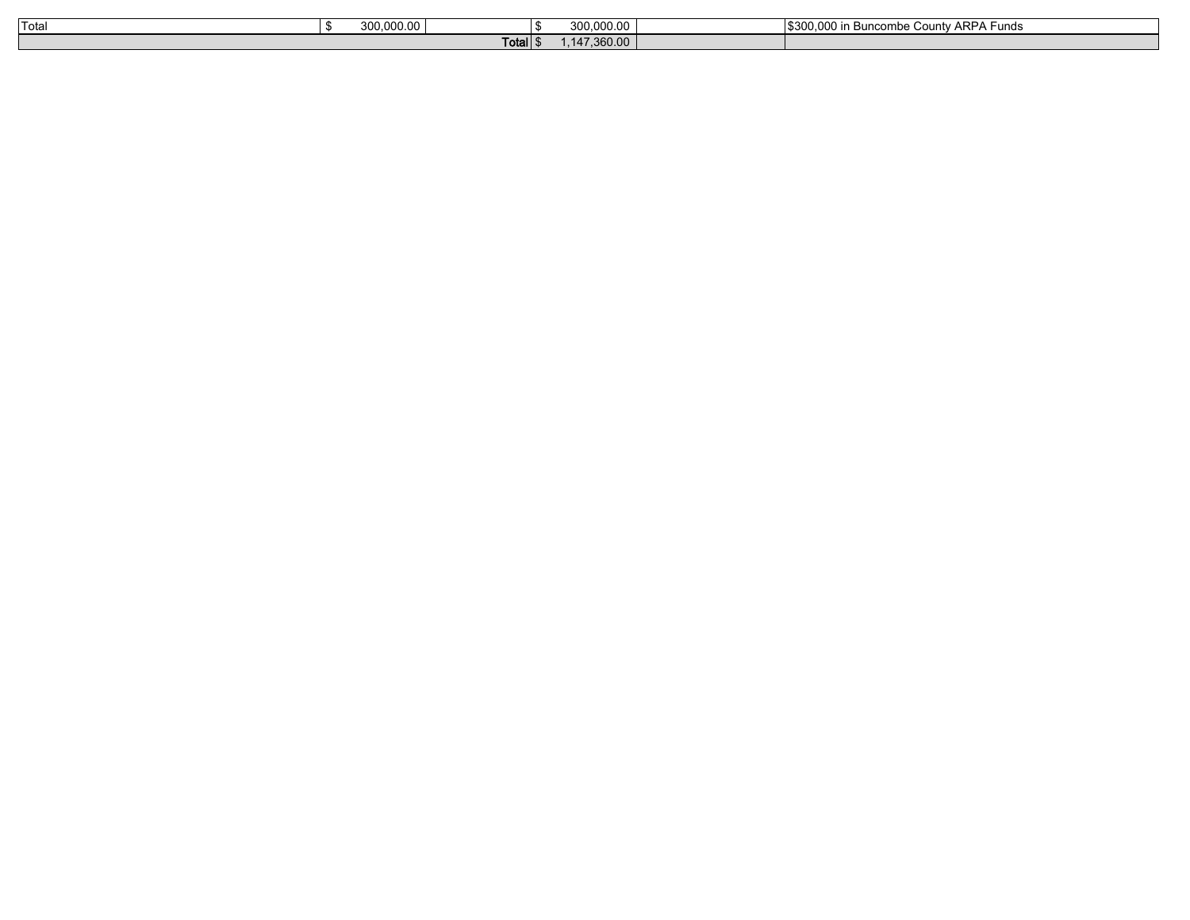| | | | | | |
|---|---|---|---|---|---|
| Total | $ 300,000.00 | | $ 300,000.00 | | $300,000 in Buncombe County ARPA Funds |
| | | **Total** | $ 1,147,360.00 | | |